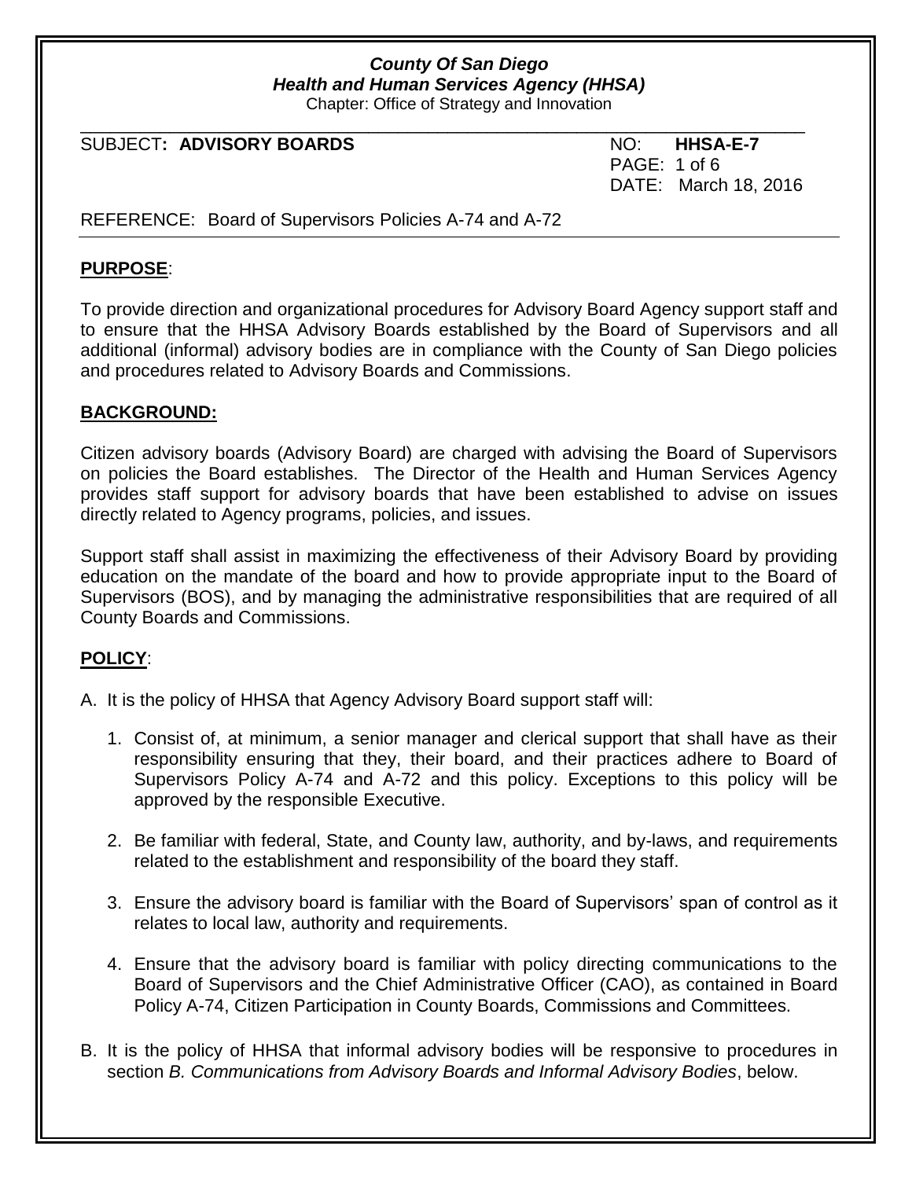***County Of San Diego***
***Health and Human Services Agency (HHSA)***
Chapter: Office of Strategy and Innovation

SUBJECT**: ADVISORY BOARDS** NO: **HHSA-E-7**
DATE: March 18, 2016

REFERENCE: Board of Supervisors Policies A-74 and A-72

## **PURPOSE**:

To provide direction and organizational procedures for Advisory Board Agency support staff and to ensure that the HHSA Advisory Boards established by the Board of Supervisors and all additional (informal) advisory bodies are in compliance with the County of San Diego policies and procedures related to Advisory Boards and Commissions.

## **BACKGROUND:**

Citizen advisory boards (Advisory Board) are charged with advising the Board of Supervisors on policies the Board establishes. The Director of the Health and Human Services Agency provides staff support for advisory boards that have been established to advise on issues directly related to Agency programs, policies, and issues.

Support staff shall assist in maximizing the effectiveness of their Advisory Board by providing education on the mandate of the board and how to provide appropriate input to the Board of Supervisors (BOS), and by managing the administrative responsibilities that are required of all County Boards and Commissions.

## **POLICY**:

A. It is the policy of HHSA that Agency Advisory Board support staff will:

1. Consist of, at minimum, a senior manager and clerical support that shall have as their responsibility ensuring that they, their board, and their practices adhere to Board of Supervisors Policy A-74 and A-72 and this policy. Exceptions to this policy will be approved by the responsible Executive.

2. Be familiar with federal, State, and County law, authority, and by-laws, and requirements related to the establishment and responsibility of the board they staff.

3. Ensure the advisory board is familiar with the Board of Supervisors' span of control as it relates to local law, authority and requirements.

4. Ensure that the advisory board is familiar with policy directing communications to the Board of Supervisors and the Chief Administrative Officer (CAO), as contained in Board Policy A-74, Citizen Participation in County Boards, Commissions and Committees.

B. It is the policy of HHSA that informal advisory bodies will be responsive to procedures in section *B. Communications from Advisory Boards and Informal Advisory Bodies*, below.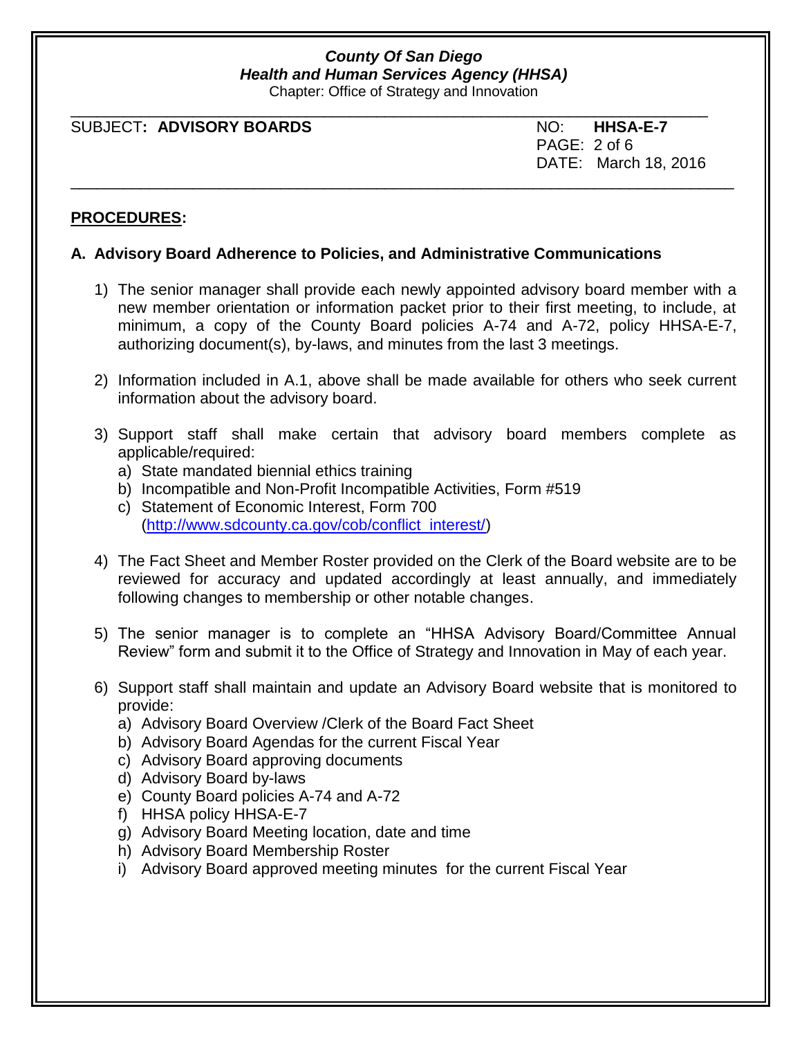## PROCEDURES:

### A. Advisory Board Adherence to Policies, and Administrative Communications

1) The senior manager shall provide each newly appointed advisory board member with a new member orientation or information packet prior to their first meeting, to include, at minimum, a copy of the County Board policies A-74 and A-72, policy HHSA-E-7, authorizing document(s), by-laws, and minutes from the last 3 meetings.

2) Information included in A.1, above shall be made available for others who seek current information about the advisory board.

3) Support staff shall make certain that advisory board members complete as applicable/required:
   a) State mandated biennial ethics training
   b) Incompatible and Non-Profit Incompatible Activities, Form #519
   c) Statement of Economic Interest, Form 700 (http://www.sdcounty.ca.gov/cob/conflict_interest/)

4) The Fact Sheet and Member Roster provided on the Clerk of the Board website are to be reviewed for accuracy and updated accordingly at least annually, and immediately following changes to membership or other notable changes.

5) The senior manager is to complete an "HHSA Advisory Board/Committee Annual Review" form and submit it to the Office of Strategy and Innovation in May of each year.

6) Support staff shall maintain and update an Advisory Board website that is monitored to provide:
   a) Advisory Board Overview /Clerk of the Board Fact Sheet
   b) Advisory Board Agendas for the current Fiscal Year
   c) Advisory Board approving documents
   d) Advisory Board by-laws
   e) County Board policies A-74 and A-72
   f) HHSA policy HHSA-E-7
   g) Advisory Board Meeting location, date and time
   h) Advisory Board Membership Roster
   i) Advisory Board approved meeting minutes for the current Fiscal Year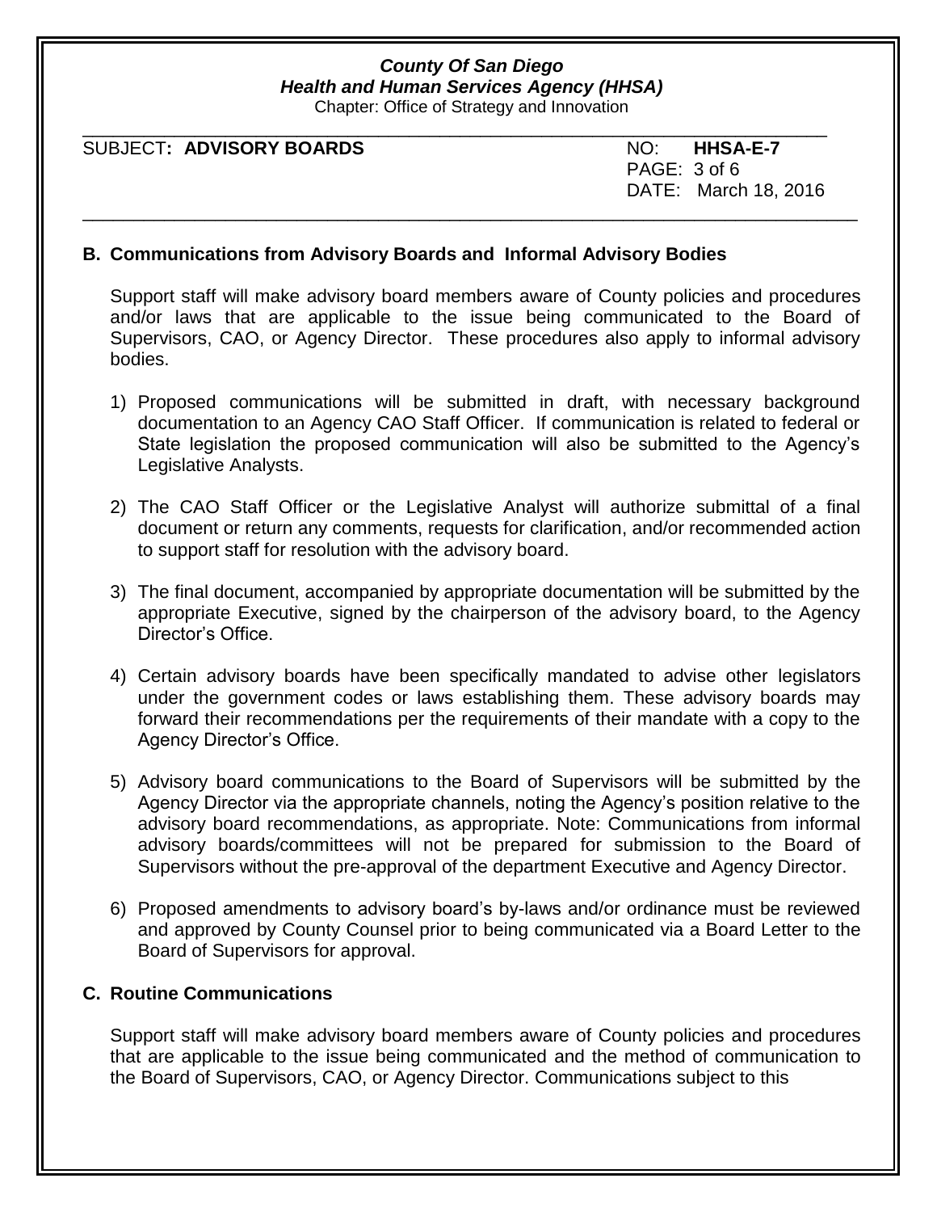## B. Communications from Advisory Boards and Informal Advisory Bodies

Support staff will make advisory board members aware of County policies and procedures and/or laws that are applicable to the issue being communicated to the Board of Supervisors, CAO, or Agency Director. These procedures also apply to informal advisory bodies.

1) Proposed communications will be submitted in draft, with necessary background documentation to an Agency CAO Staff Officer. If communication is related to federal or State legislation the proposed communication will also be submitted to the Agency's Legislative Analysts.

2) The CAO Staff Officer or the Legislative Analyst will authorize submittal of a final document or return any comments, requests for clarification, and/or recommended action to support staff for resolution with the advisory board.

3) The final document, accompanied by appropriate documentation will be submitted by the appropriate Executive, signed by the chairperson of the advisory board, to the Agency Director's Office.

4) Certain advisory boards have been specifically mandated to advise other legislators under the government codes or laws establishing them. These advisory boards may forward their recommendations per the requirements of their mandate with a copy to the Agency Director's Office.

5) Advisory board communications to the Board of Supervisors will be submitted by the Agency Director via the appropriate channels, noting the Agency's position relative to the advisory board recommendations, as appropriate. Note: Communications from informal advisory boards/committees will not be prepared for submission to the Board of Supervisors without the pre-approval of the department Executive and Agency Director.

6) Proposed amendments to advisory board's by-laws and/or ordinance must be reviewed and approved by County Counsel prior to being communicated via a Board Letter to the Board of Supervisors for approval.

## C. Routine Communications

Support staff will make advisory board members aware of County policies and procedures that are applicable to the issue being communicated and the method of communication to the Board of Supervisors, CAO, or Agency Director. Communications subject to this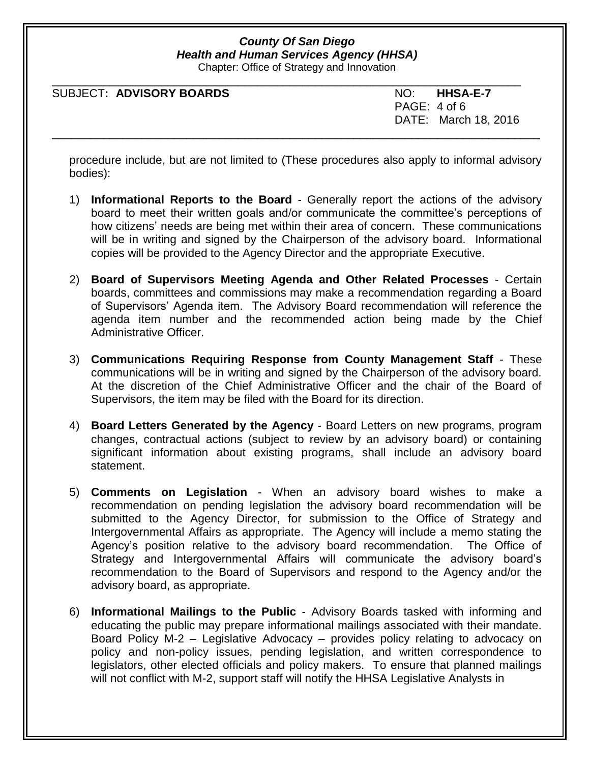procedure include, but are not limited to (These procedures also apply to informal advisory bodies):

1) **Informational Reports to the Board** - Generally report the actions of the advisory board to meet their written goals and/or communicate the committee's perceptions of how citizens' needs are being met within their area of concern. These communications will be in writing and signed by the Chairperson of the advisory board. Informational copies will be provided to the Agency Director and the appropriate Executive.

2) **Board of Supervisors Meeting Agenda and Other Related Processes** - Certain boards, committees and commissions may make a recommendation regarding a Board of Supervisors' Agenda item. The Advisory Board recommendation will reference the agenda item number and the recommended action being made by the Chief Administrative Officer.

3) **Communications Requiring Response from County Management Staff** - These communications will be in writing and signed by the Chairperson of the advisory board. At the discretion of the Chief Administrative Officer and the chair of the Board of Supervisors, the item may be filed with the Board for its direction.

4) **Board Letters Generated by the Agency** - Board Letters on new programs, program changes, contractual actions (subject to review by an advisory board) or containing significant information about existing programs, shall include an advisory board statement.

5) **Comments on Legislation** - When an advisory board wishes to make a recommendation on pending legislation the advisory board recommendation will be submitted to the Agency Director, for submission to the Office of Strategy and Intergovernmental Affairs as appropriate. The Agency will include a memo stating the Agency's position relative to the advisory board recommendation. The Office of Strategy and Intergovernmental Affairs will communicate the advisory board's recommendation to the Board of Supervisors and respond to the Agency and/or the advisory board, as appropriate.

6) **Informational Mailings to the Public** - Advisory Boards tasked with informing and educating the public may prepare informational mailings associated with their mandate. Board Policy M-2 – Legislative Advocacy – provides policy relating to advocacy on policy and non-policy issues, pending legislation, and written correspondence to legislators, other elected officials and policy makers. To ensure that planned mailings will not conflict with M-2, support staff will notify the HHSA Legislative Analysts in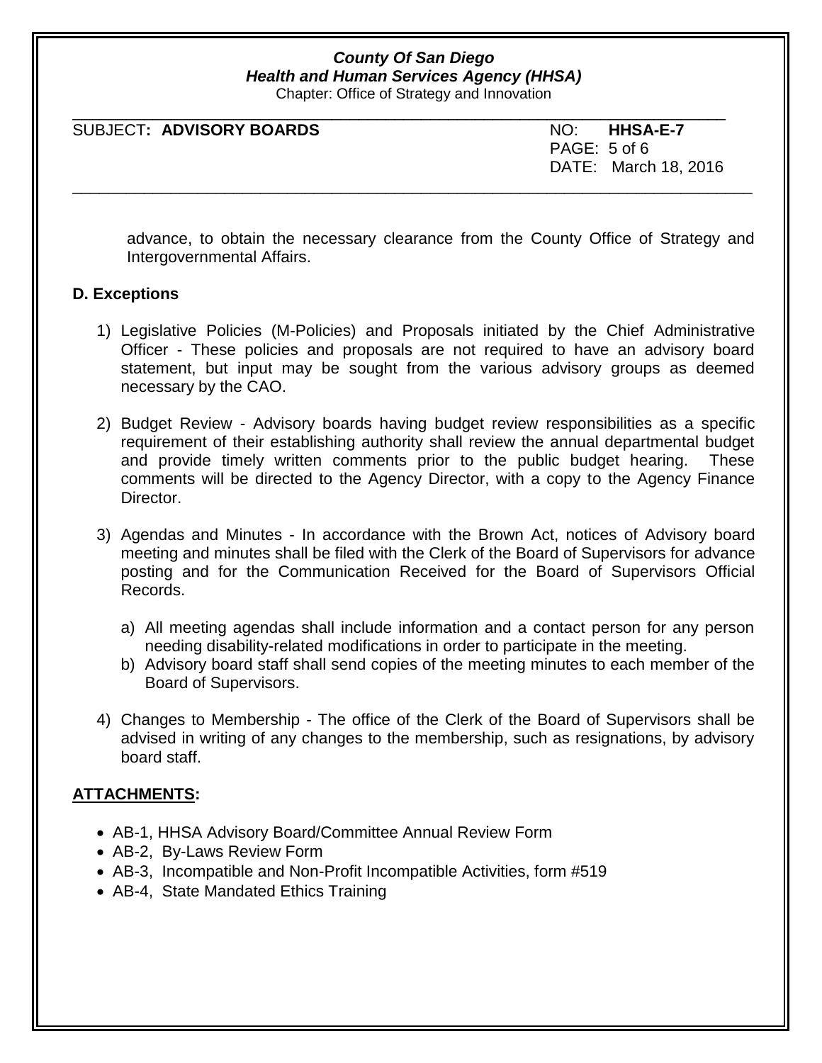advance, to obtain the necessary clearance from the County Office of Strategy and Intergovernmental Affairs.

**D. Exceptions**

1) Legislative Policies (M-Policies) and Proposals initiated by the Chief Administrative Officer - These policies and proposals are not required to have an advisory board statement, but input may be sought from the various advisory groups as deemed necessary by the CAO.

2) Budget Review - Advisory boards having budget review responsibilities as a specific requirement of their establishing authority shall review the annual departmental budget and provide timely written comments prior to the public budget hearing. These comments will be directed to the Agency Director, with a copy to the Agency Finance Director.

3) Agendas and Minutes - In accordance with the Brown Act, notices of Advisory board meeting and minutes shall be filed with the Clerk of the Board of Supervisors for advance posting and for the Communication Received for the Board of Supervisors Official Records.

   a) All meeting agendas shall include information and a contact person for any person needing disability-related modifications in order to participate in the meeting.
   b) Advisory board staff shall send copies of the meeting minutes to each member of the Board of Supervisors.

4) Changes to Membership - The office of the Clerk of the Board of Supervisors shall be advised in writing of any changes to the membership, such as resignations, by advisory board staff.

**ATTACHMENTS:**

- AB-1, HHSA Advisory Board/Committee Annual Review Form
- AB-2, By-Laws Review Form
- AB-3, Incompatible and Non-Profit Incompatible Activities, form #519
- AB-4, State Mandated Ethics Training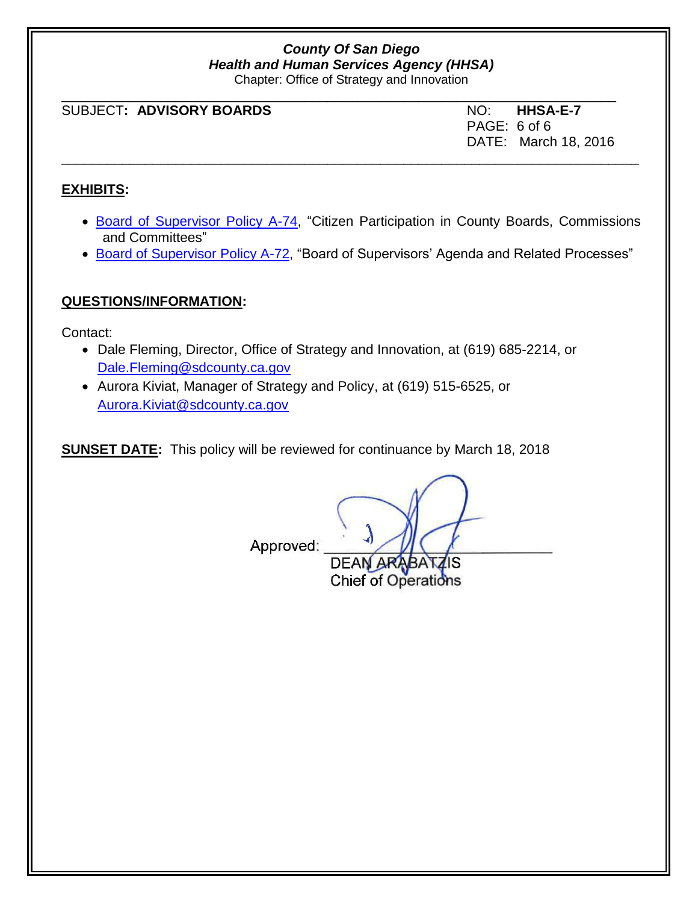**EXHIBITS:**

- Board of Supervisor Policy A-74, "Citizen Participation in County Boards, Commissions and Committees"
- Board of Supervisor Policy A-72, "Board of Supervisors' Agenda and Related Processes"

**QUESTIONS/INFORMATION:**

Contact:

- Dale Fleming, Director, Office of Strategy and Innovation, at (619) 685-2214, or Dale.Fleming@sdcounty.ca.gov
- Aurora Kiviat, Manager of Strategy and Policy, at (619) 515-6525, or Aurora.Kiviat@sdcounty.ca.gov

**SUNSET DATE:** This policy will be reviewed for continuance by March 18, 2018

Approved: ______________________________
DEAN ARABATZIS
Chief of Operations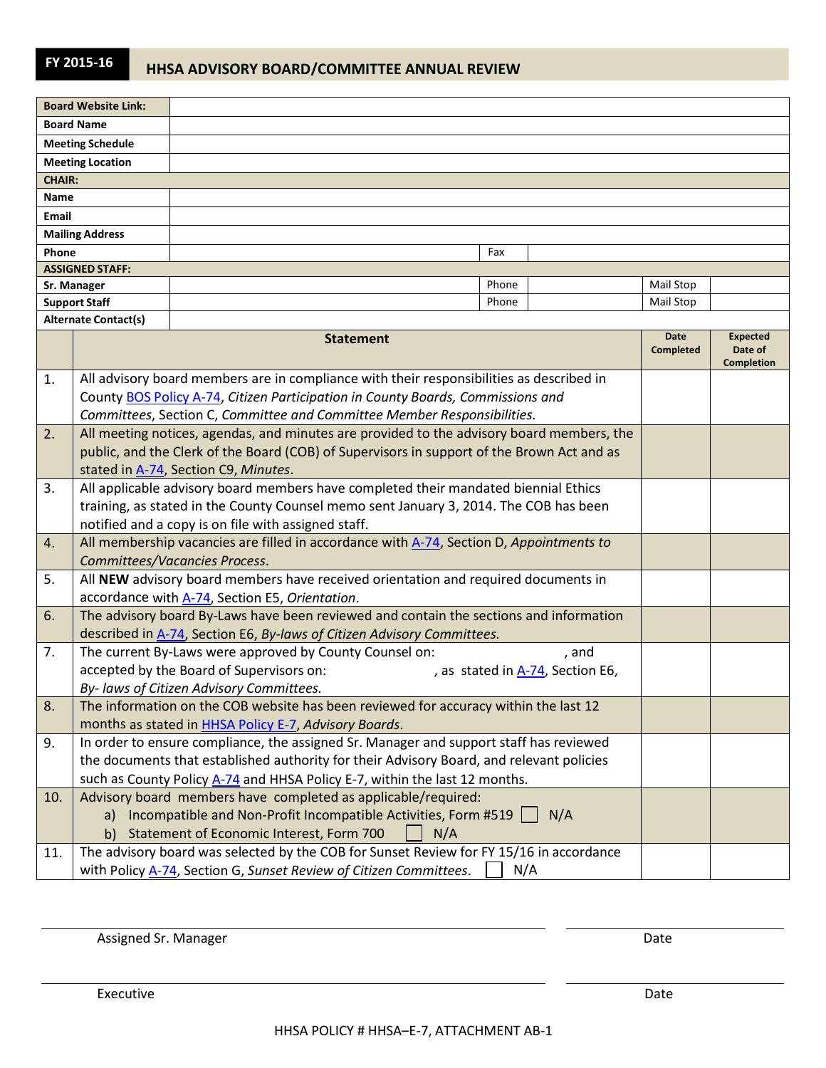**FY 2015-16** **HHSA ADVISORY BOARD/COMMITTEE ANNUAL REVIEW**

| | | | | | |
|---|---|---|---|---|---|
| **Board Website Link:** | | | | | |
| **Board Name** | | | | | |
| **Meeting Schedule** | | | | | |
| **Meeting Location** | | | | | |
| **CHAIR:** | | | | | |
| **Name** | | | | | |
| **Email** | | | | | |
| **Mailing Address** | | | | | |
| **Phone** | | Fax | | | |
| **ASSIGNED STAFF:** | | | | | |
| **Sr. Manager** | | Phone | | Mail Stop | |
| **Support Staff** | | Phone | | Mail Stop | |
| **Alternate Contact(s)** | | | | | |

| | **Statement** | **Date Completed** | **Expected Date of Completion** |
|---|---|---|---|
| 1. | All advisory board members are in compliance with their responsibilities as described in County BOS Policy A-74, *Citizen Participation in County Boards, Commissions and Committees*, Section C, *Committee and Committee Member Responsibilities.* | | |
| 2. | All meeting notices, agendas, and minutes are provided to the advisory board members, the public, and the Clerk of the Board (COB) of Supervisors in support of the Brown Act and as stated in A-74, Section C9, *Minutes*. | | |
| 3. | All applicable advisory board members have completed their mandated biennial Ethics training, as stated in the County Counsel memo sent January 3, 2014. The COB has been notified and a copy is on file with assigned staff. | | |
| 4. | All membership vacancies are filled in accordance with A-74, Section D, *Appointments to Committees/Vacancies Process*. | | |
| 5. | All **NEW** advisory board members have received orientation and required documents in accordance with A-74, Section E5, *Orientation*. | | |
| 6. | The advisory board By-Laws have been reviewed and contain the sections and information described in A-74, Section E6, *By-laws of Citizen Advisory Committees.* | | |
| 7. | The current By-Laws were approved by County Counsel on: \_\_\_\_\_\_\_\_, and accepted by the Board of Supervisors on: \_\_\_\_\_\_\_\_, as stated in A-74, Section E6, *By- laws of Citizen Advisory Committees.* | | |
| 8. | The information on the COB website has been reviewed for accuracy within the last 12 months as stated in HHSA Policy E-7, *Advisory Boards*. | | |
| 9. | In order to ensure compliance, the assigned Sr. Manager and support staff has reviewed the documents that established authority for their Advisory Board, and relevant policies such as County Policy A-74 and HHSA Policy E-7, within the last 12 months. | | |
| 10. | Advisory board members have completed as applicable/required: <br> a) Incompatible and Non-Profit Incompatible Activities, Form #519 ☐ N/A <br> b) Statement of Economic Interest, Form 700 ☐ N/A | | |
| 11. | The advisory board was selected by the COB for Sunset Review for FY 15/16 in accordance with Policy A-74, Section G, *Sunset Review of Citizen Committees*. ☐ N/A | | |

\_\_\_\_\_\_\_\_\_\_\_\_\_\_\_\_\_\_\_\_\_\_\_\_\_\_\_\_\_\_ \_\_\_\_\_\_\_\_\_\_\_\_\_\_\_\_
Assigned Sr. Manager Date

\_\_\_\_\_\_\_\_\_\_\_\_\_\_\_\_\_\_\_\_\_\_\_\_\_\_\_\_\_\_ \_\_\_\_\_\_\_\_\_\_\_\_\_\_\_\_
Executive Date

HHSA POLICY # HHSA–E-7, ATTACHMENT AB-1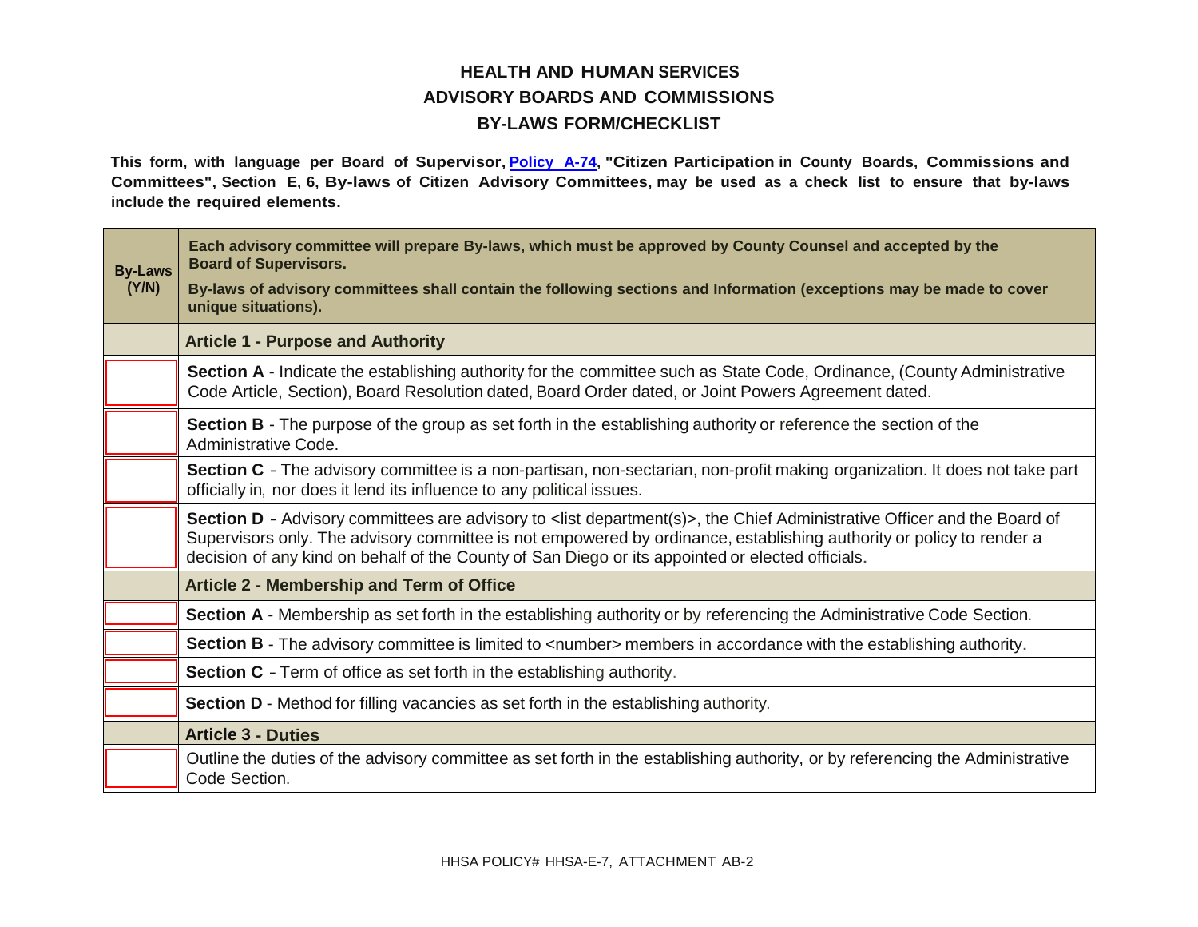# HEALTH AND HUMAN SERVICES
# ADVISORY BOARDS AND COMMISSIONS
# BY-LAWS FORM/CHECKLIST

**This form, with language per Board of Supervisor, [Policy A-74](), "Citizen Participation in County Boards, Commissions and Committees", Section E, 6, By-laws of Citizen Advisory Committees, may be used as a check list to ensure that by-laws include the required elements.**

| By-Laws (Y/N) | Each advisory committee will prepare By-laws, which must be approved by County Counsel and accepted by the Board of Supervisors. By-laws of advisory committees shall contain the following sections and Information (exceptions may be made to cover unique situations). |
|---|---|
| | **Article 1 - Purpose and Authority** |
| | **Section A** - Indicate the establishing authority for the committee such as State Code, Ordinance, (County Administrative Code Article, Section), Board Resolution dated, Board Order dated, or Joint Powers Agreement dated. |
| | **Section B** - The purpose of the group as set forth in the establishing authority or reference the section of the Administrative Code. |
| | **Section C** - The advisory committee is a non-partisan, non-sectarian, non-profit making organization. It does not take part officially in, nor does it lend its influence to any political issues. |
| | **Section D** - Advisory committees are advisory to <list department(s)>, the Chief Administrative Officer and the Board of Supervisors only. The advisory committee is not empowered by ordinance, establishing authority or policy to render a decision of any kind on behalf of the County of San Diego or its appointed or elected officials. |
| | **Article 2 - Membership and Term of Office** |
| | **Section A** - Membership as set forth in the establishing authority or by referencing the Administrative Code Section. |
| | **Section B** - The advisory committee is limited to <number> members in accordance with the establishing authority. |
| | **Section C** - Term of office as set forth in the establishing authority. |
| | **Section D** - Method for filling vacancies as set forth in the establishing authority. |
| | **Article 3 - Duties** |
| | Outline the duties of the advisory committee as set forth in the establishing authority, or by referencing the Administrative Code Section. |

HHSA POLICY# HHSA-E-7, ATTACHMENT AB-2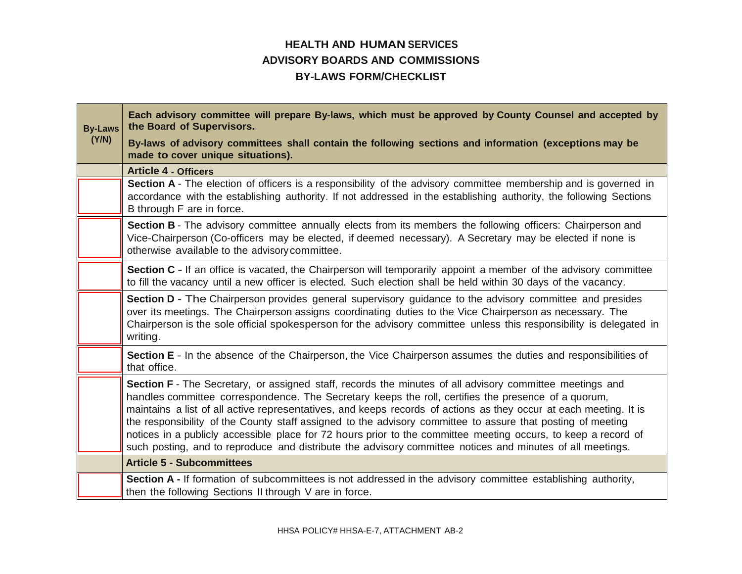# HEALTH AND HUMAN SERVICES
# ADVISORY BOARDS AND COMMISSIONS
# BY-LAWS FORM/CHECKLIST

| By-Laws (Y/N) | Each advisory committee will prepare By-laws, which must be approved by County Counsel and accepted by the Board of Supervisors. By-laws of advisory committees shall contain the following sections and information (exceptions may be made to cover unique situations). |
|---|---|
| | **Article 4 - Officers** |
| | **Section A** - The election of officers is a responsibility of the advisory committee membership and is governed in accordance with the establishing authority. If not addressed in the establishing authority, the following Sections B through F are in force. |
| | **Section B** - The advisory committee annually elects from its members the following officers: Chairperson and Vice-Chairperson (Co-officers may be elected, if deemed necessary). A Secretary may be elected if none is otherwise available to the advisory committee. |
| | **Section C** - If an office is vacated, the Chairperson will temporarily appoint a member of the advisory committee to fill the vacancy until a new officer is elected. Such election shall be held within 30 days of the vacancy. |
| | **Section D** - The Chairperson provides general supervisory guidance to the advisory committee and presides over its meetings. The Chairperson assigns coordinating duties to the Vice Chairperson as necessary. The Chairperson is the sole official spokesperson for the advisory committee unless this responsibility is delegated in writing. |
| | **Section E** - In the absence of the Chairperson, the Vice Chairperson assumes the duties and responsibilities of that office. |
| | **Section F** - The Secretary, or assigned staff, records the minutes of all advisory committee meetings and handles committee correspondence. The Secretary keeps the roll, certifies the presence of a quorum, maintains a list of all active representatives, and keeps records of actions as they occur at each meeting. It is the responsibility of the County staff assigned to the advisory committee to assure that posting of meeting notices in a publicly accessible place for 72 hours prior to the committee meeting occurs, to keep a record of such posting, and to reproduce and distribute the advisory committee notices and minutes of all meetings. |
| | **Article 5 - Subcommittees** |
| | **Section A -** If formation of subcommittees is not addressed in the advisory committee establishing authority, then the following Sections II through V are in force. |

HHSA POLICY# HHSA-E-7, ATTACHMENT AB-2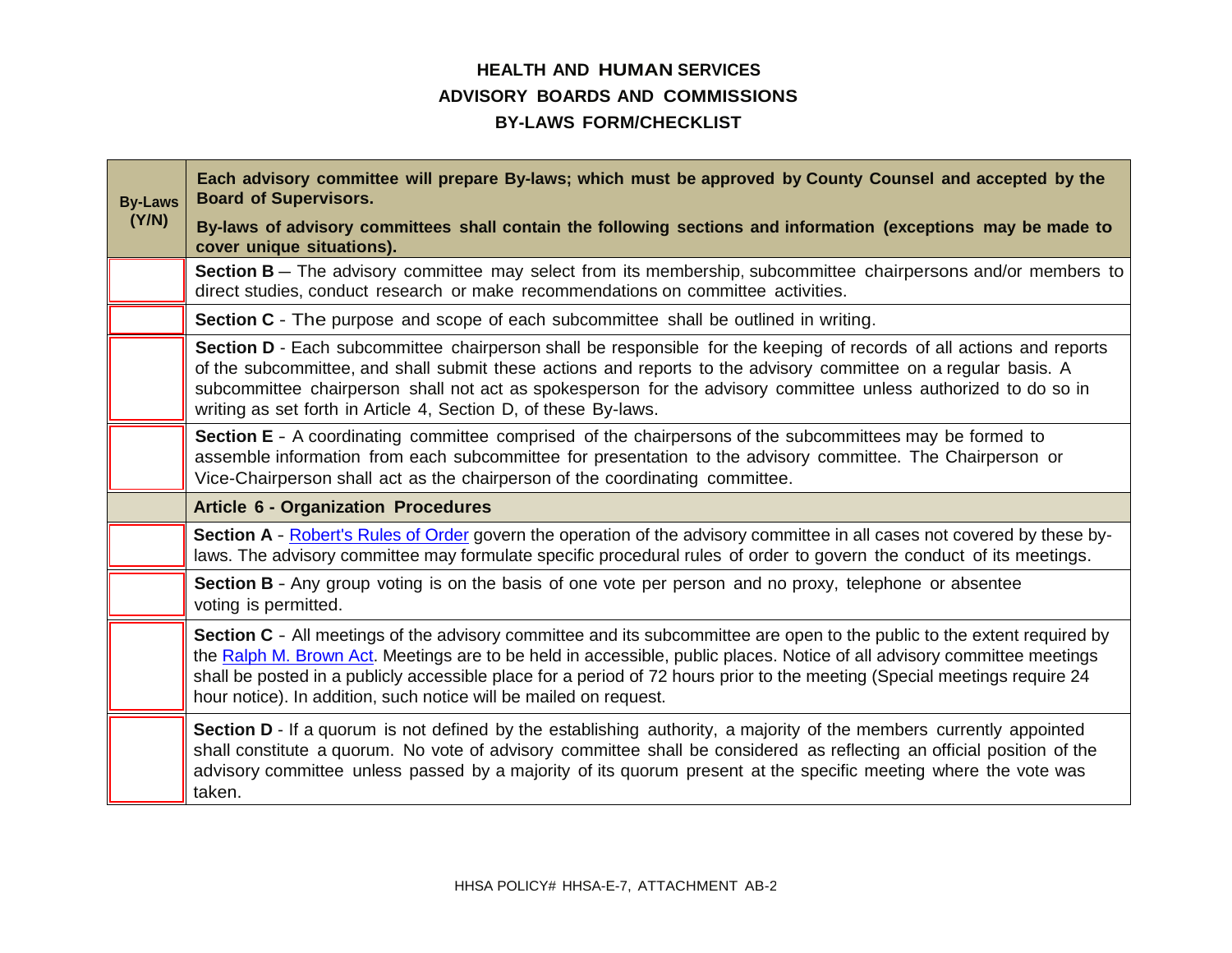**HEALTH AND HUMAN SERVICES**
**ADVISORY BOARDS AND COMMISSIONS**
**BY-LAWS FORM/CHECKLIST**

| By-Laws (Y/N) | Each advisory committee will prepare By-laws; which must be approved by County Counsel and accepted by the Board of Supervisors. By-laws of advisory committees shall contain the following sections and information (exceptions may be made to cover unique situations). |
|---|---|
| | **Section B** – The advisory committee may select from its membership, subcommittee chairpersons and/or members to direct studies, conduct research or make recommendations on committee activities. |
| | **Section C** - The purpose and scope of each subcommittee shall be outlined in writing. |
| | **Section D** - Each subcommittee chairperson shall be responsible for the keeping of records of all actions and reports of the subcommittee, and shall submit these actions and reports to the advisory committee on a regular basis. A subcommittee chairperson shall not act as spokesperson for the advisory committee unless authorized to do so in writing as set forth in Article 4, Section D, of these By-laws. |
| | **Section E** - A coordinating committee comprised of the chairpersons of the subcommittees may be formed to assemble information from each subcommittee for presentation to the advisory committee. The Chairperson or Vice-Chairperson shall act as the chairperson of the coordinating committee. |
| | **Article 6 - Organization Procedures** |
| | **Section A** - Robert's Rules of Order govern the operation of the advisory committee in all cases not covered by these by-laws. The advisory committee may formulate specific procedural rules of order to govern the conduct of its meetings. |
| | **Section B** - Any group voting is on the basis of one vote per person and no proxy, telephone or absentee voting is permitted. |
| | **Section C** - All meetings of the advisory committee and its subcommittee are open to the public to the extent required by the Ralph M. Brown Act. Meetings are to be held in accessible, public places. Notice of all advisory committee meetings shall be posted in a publicly accessible place for a period of 72 hours prior to the meeting (Special meetings require 24 hour notice). In addition, such notice will be mailed on request. |
| | **Section D** - If a quorum is not defined by the establishing authority, a majority of the members currently appointed shall constitute a quorum. No vote of advisory committee shall be considered as reflecting an official position of the advisory committee unless passed by a majority of its quorum present at the specific meeting where the vote was taken. |

HHSA POLICY# HHSA-E-7, ATTACHMENT AB-2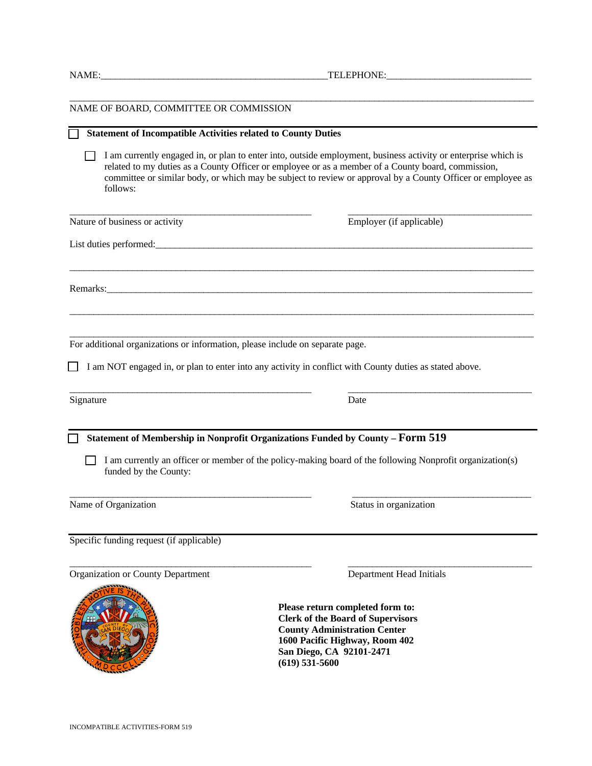NAME:_______________________________________________TELEPHONE:_____________________________

_______________________________________________________________________________________________

NAME OF BOARD, COMMITTEE OR COMMISSION

☐ **Statement of Incompatible Activities related to County Duties**

☐ I am currently engaged in, or plan to enter into, outside employment, business activity or enterprise which is related to my duties as a County Officer or employee or as a member of a County board, commission, committee or similar body, or which may be subject to review or approval by a County Officer or employee as follows:

_______________________________________________ _____________________________________

Nature of business or activity Employer (if applicable)

List duties performed:_________________________________________________________________________

_______________________________________________________________________________________________

Remarks:_______________________________________________________________________________________

_______________________________________________________________________________________________

_______________________________________________________________________________________________

For additional organizations or information, please include on separate page.

☐ I am NOT engaged in, or plan to enter into any activity in conflict with County duties as stated above.

_______________________________________________ _____________________________________

Signature Date

☐ **Statement of Membership in Nonprofit Organizations Funded by County – Form 519**

☐ I am currently an officer or member of the policy-making board of the following Nonprofit organization(s) funded by the County:

_______________________________________________ _____________________________________

Name of Organization Status in organization

Specific funding request (if applicable)

_______________________________________________ _____________________________________

Organization or County Department Department Head Initials

**Please return completed form to:**
**Clerk of the Board of Supervisors**
**County Administration Center**
**1600 Pacific Highway, Room 402**
**San Diego, CA 92101-2471**
**(619) 531-5600**

INCOMPATIBLE ACTIVITIES-FORM 519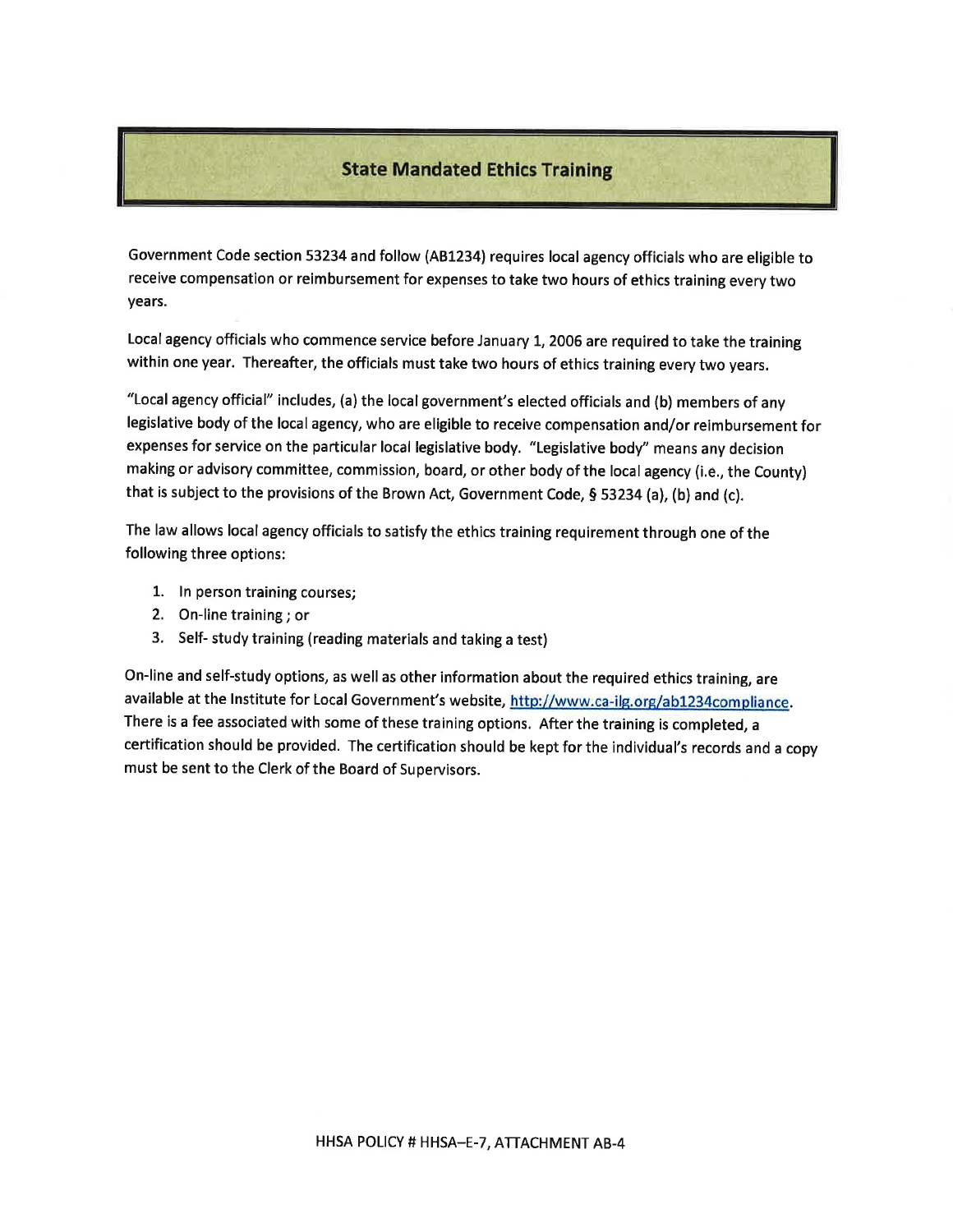# State Mandated Ethics Training

Government Code section 53234 and follow (AB1234) requires local agency officials who are eligible to receive compensation or reimbursement for expenses to take two hours of ethics training every two years.

Local agency officials who commence service before January 1, 2006 are required to take the training within one year. Thereafter, the officials must take two hours of ethics training every two years.

"Local agency official" includes, (a) the local government's elected officials and (b) members of any legislative body of the local agency, who are eligible to receive compensation and/or reimbursement for expenses for service on the particular local legislative body. "Legislative body" means any decision making or advisory committee, commission, board, or other body of the local agency (i.e., the County) that is subject to the provisions of the Brown Act, Government Code, § 53234 (a), (b) and (c).

The law allows local agency officials to satisfy the ethics training requirement through one of the following three options:

1. In person training courses;
2. On-line training ; or
3. Self- study training (reading materials and taking a test)

On-line and self-study options, as well as other information about the required ethics training, are available at the Institute for Local Government's website, http://www.ca-ilg.org/ab1234compliance. There is a fee associated with some of these training options. After the training is completed, a certification should be provided. The certification should be kept for the individual's records and a copy must be sent to the Clerk of the Board of Supervisors.

HHSA POLICY # HHSA–E-7, ATTACHMENT AB-4